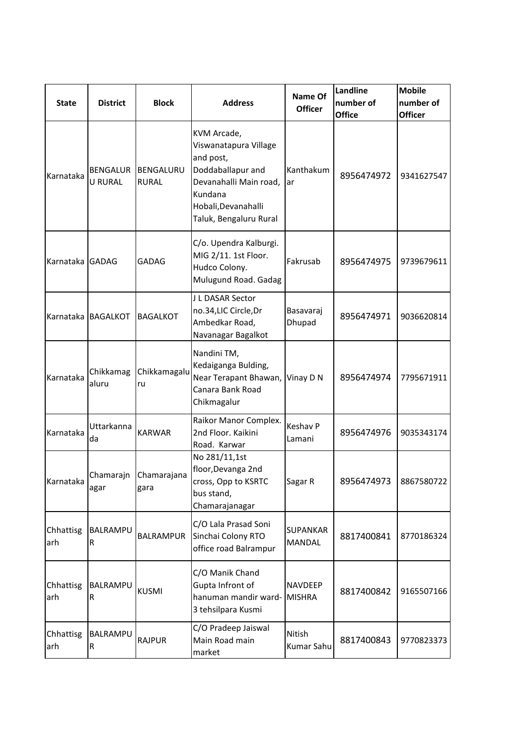| State | District | Block | Address | Name Of Officer | Landline number of Office | Mobile number of Officer |
|---|---|---|---|---|---|---|
| Karnataka | BENGALURU RURAL | BENGALURU RURAL | KVM Arcade, Viswanatapura Village and post, Doddaballapur and Devanahalli Main road, Kundana Hobali,Devanahalli Taluk, Bengaluru Rural | Kanthakumar | 8956474972 | 9341627547 |
| Karnataka | GADAG | GADAG | C/o. Upendra Kalburgi. MIG 2/11. 1st Floor. Hudco Colony. Mulugund Road. Gadag | Fakrusab | 8956474975 | 9739679611 |
| Karnataka | BAGALKOT | BAGALKOT | J L DASAR Sector no.34,LIC Circle,Dr Ambedkar Road, Navanagar Bagalkot | Basavaraj Dhupad | 8956474971 | 9036620814 |
| Karnataka | Chikkamagaluru | Chikkamagaluru | Nandini TM, Kedaiganga Bulding, Near Terapant Bhawan, Canara Bank Road Chikmagalur | Vinay D N | 8956474974 | 7795671911 |
| Karnataka | Uttarkannada | KARWAR | Raikor Manor Complex. 2nd Floor. Kaikini Road. Karwar | Keshav P Lamani | 8956474976 | 9035343174 |
| Karnataka | Chamarajnagar | Chamarajanagara | No 281/11,1st floor,Devanga 2nd cross, Opp to KSRTC bus stand, Chamarajanagar | Sagar R | 8956474973 | 8867580722 |
| Chhattisgarh | BALRAMPUR | BALRAMPUR | C/O Lala Prasad Soni Sinchai Colony RTO office road Balrampur | SUPANKAR MANDAL | 8817400841 | 8770186324 |
| Chhattisgarh | BALRAMPUR | KUSMI | C/O Manik Chand Gupta Infront of hanuman mandir ward-3 tehsilpara Kusmi | NAVDEEP MISHRA | 8817400842 | 9165507166 |
| Chhattisgarh | BALRAMPUR | RAJPUR | C/O Pradeep Jaiswal Main Road main market | Nitish Kumar Sahu | 8817400843 | 9770823373 |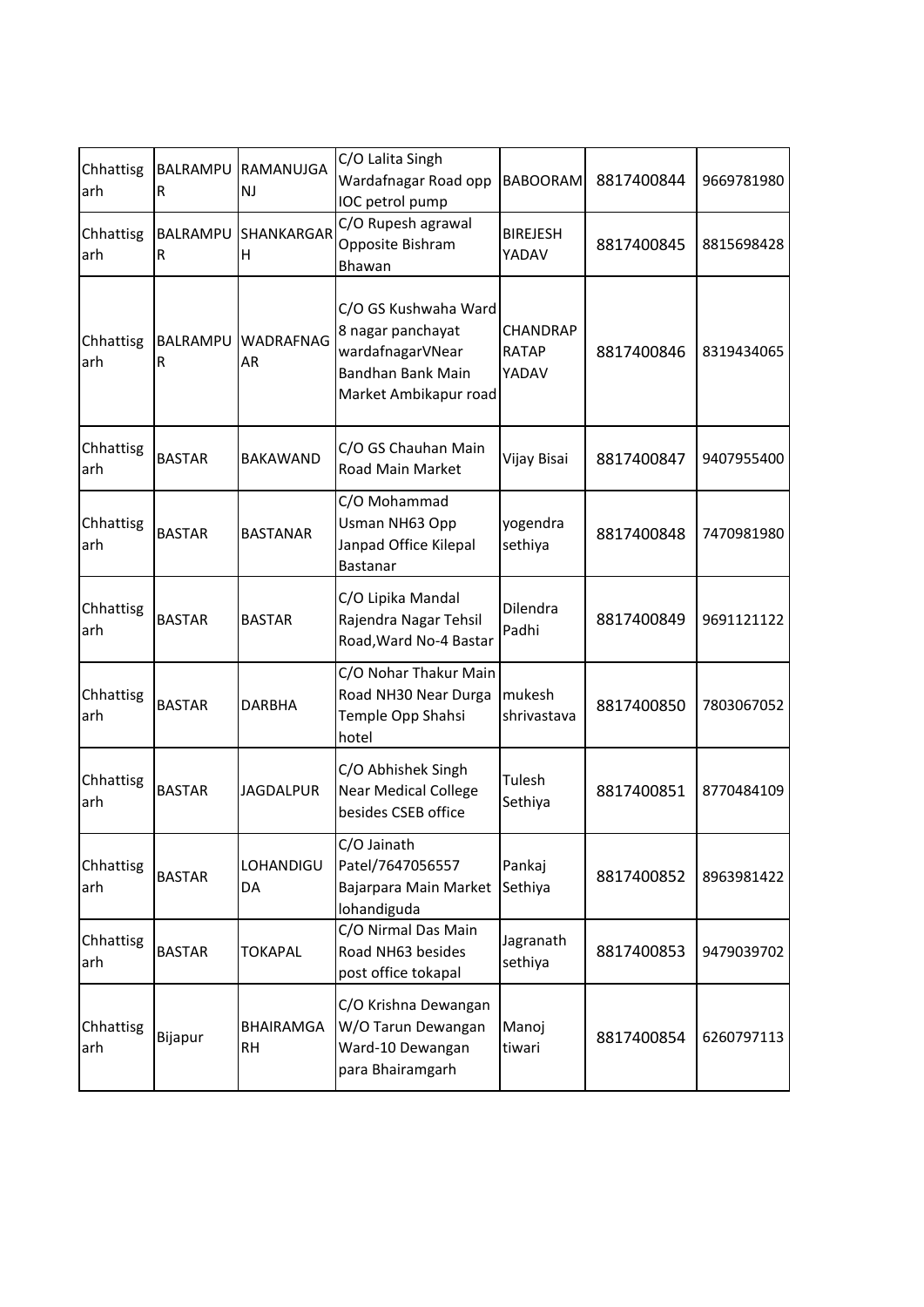| Chhattisgarh | BALRAMPUR | RAMANUJGANJ | C/O Lalita Singh Wardafnagar Road opp IOC petrol pump | BABOORAM | 8817400844 | 9669781980 |
|---|---|---|---|---|---|---|
| Chhattisgarh | BALRAMPUR | SHANKARGARH | C/O Rupesh agrawal Opposite Bishram Bhawan | BIREJESH YADAV | 8817400845 | 8815698428 |
| Chhattisgarh | BALRAMPUR | WADRAFNAGAR | C/O GS Kushwaha Ward 8 nagar panchayat wardafnagarVNear Bandhan Bank Main Market Ambikapur road | CHANDRAPRATAP YADAV | 8817400846 | 8319434065 |
| Chhattisgarh | BASTAR | BAKAWAND | C/O GS Chauhan Main Road Main Market | Vijay Bisai | 8817400847 | 9407955400 |
| Chhattisgarh | BASTAR | BASTANAR | C/O Mohammad Usman NH63 Opp Janpad Office Kilepal Bastanar | yogendra sethiya | 8817400848 | 7470981980 |
| Chhattisgarh | BASTAR | BASTAR | C/O Lipika Mandal Rajendra Nagar Tehsil Road,Ward No-4 Bastar | Dilendra Padhi | 8817400849 | 9691121122 |
| Chhattisgarh | BASTAR | DARBHA | C/O Nohar Thakur Main Road NH30 Near Durga Temple Opp Shahsi hotel | mukesh shrivastava | 8817400850 | 7803067052 |
| Chhattisgarh | BASTAR | JAGDALPUR | C/O Abhishek Singh Near Medical College besides CSEB office | Tulesh Sethiya | 8817400851 | 8770484109 |
| Chhattisgarh | BASTAR | LOHANDIGUDA | C/O Jainath Patel/7647056557 Bajarpara Main Market lohandiguda | Pankaj Sethiya | 8817400852 | 8963981422 |
| Chhattisgarh | BASTAR | TOKAPAL | C/O Nirmal Das Main Road NH63 besides post office tokapal | Jagranath sethiya | 8817400853 | 9479039702 |
| Chhattisgarh | Bijapur | BHAIRAMGARH | C/O Krishna Dewangan W/O Tarun Dewangan Ward-10 Dewangan para Bhairamgarh | Manoj tiwari | 8817400854 | 6260797113 |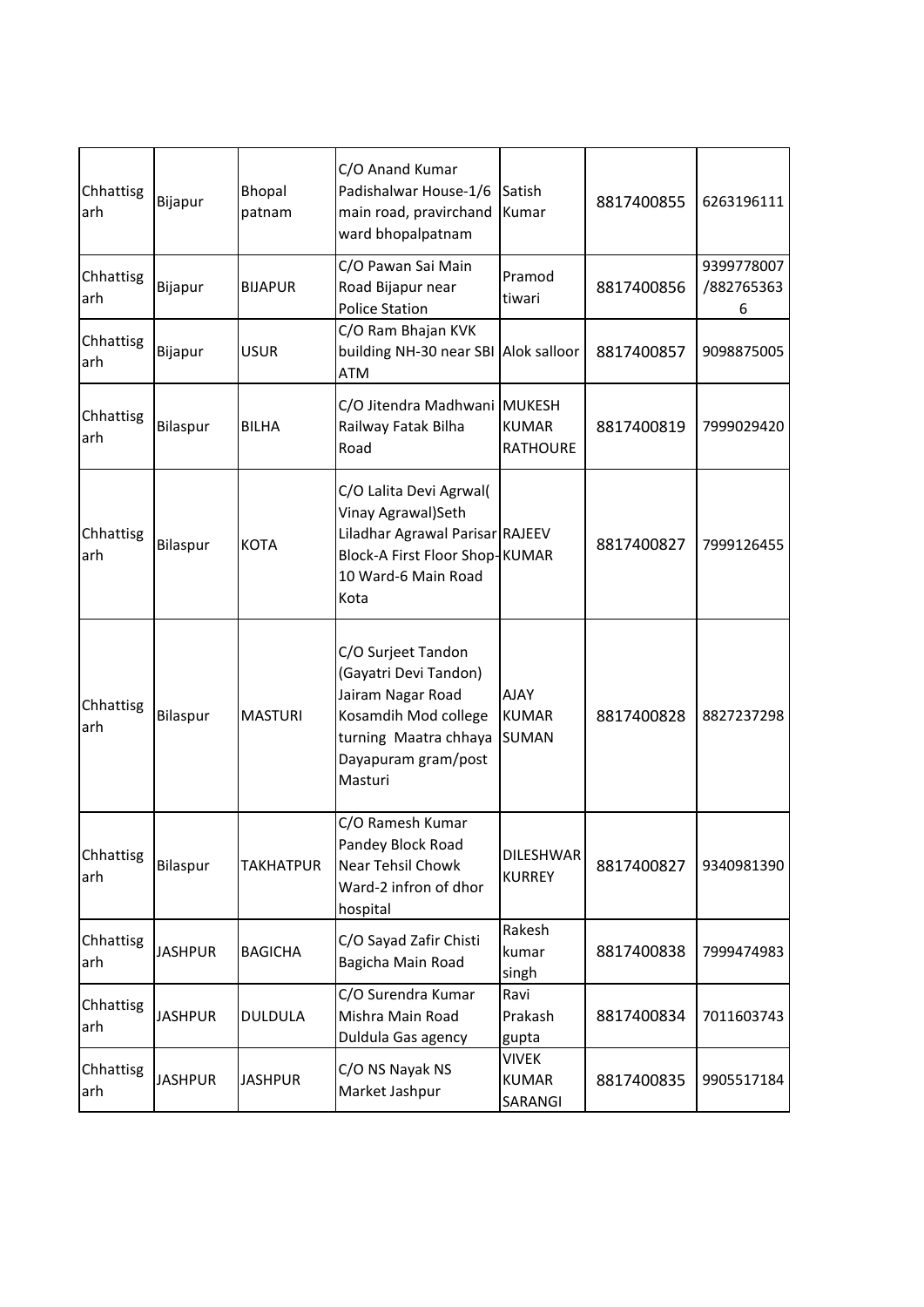| Chhattisgarh | Bijapur | Bhopal patnam | C/O Anand Kumar Padishalwar House-1/6 main road, pravirchand ward bhopalpatnam | Satish Kumar | 8817400855 | 6263196111 |
|---|---|---|---|---|---|---|
| Chhattisgarh | Bijapur | BIJAPUR | C/O Pawan Sai Main Road Bijapur near Police Station | Pramod tiwari | 8817400856 | 9399778007/8827653636 |
| Chhattisgarh | Bijapur | USUR | C/O Ram Bhajan KVK building NH-30 near SBI ATM | Alok salloor | 8817400857 | 9098875005 |
| Chhattisgarh | Bilaspur | BILHA | C/O Jitendra Madhwani Railway Fatak Bilha Road | MUKESH KUMAR RATHOURE | 8817400819 | 7999029420 |
| Chhattisgarh | Bilaspur | KOTA | C/O Lalita Devi Agrwal( Vinay Agrawal)Seth Liladhar Agrawal Parisar Block-A First Floor Shop-10 Ward-6 Main Road Kota | RAJEEV KUMAR | 8817400827 | 7999126455 |
| Chhattisgarh | Bilaspur | MASTURI | C/O Surjeet Tandon (Gayatri Devi Tandon) Jairam Nagar Road Kosamdih Mod college turning Maatra chhaya Dayapuram gram/post Masturi | AJAY KUMAR SUMAN | 8817400828 | 8827237298 |
| Chhattisgarh | Bilaspur | TAKHATPUR | C/O Ramesh Kumar Pandey Block Road Near Tehsil Chowk Ward-2 infron of dhor hospital | DILESHWAR KURREY | 8817400827 | 9340981390 |
| Chhattisgarh | JASHPUR | BAGICHA | C/O Sayad Zafir Chisti Bagicha Main Road | Rakesh kumar singh | 8817400838 | 7999474983 |
| Chhattisgarh | JASHPUR | DULDULA | C/O Surendra Kumar Mishra Main Road Duldula Gas agency | Ravi Prakash gupta | 8817400834 | 7011603743 |
| Chhattisgarh | JASHPUR | JASHPUR | C/O NS Nayak NS Market Jashpur | VIVEK KUMAR SARANGI | 8817400835 | 9905517184 |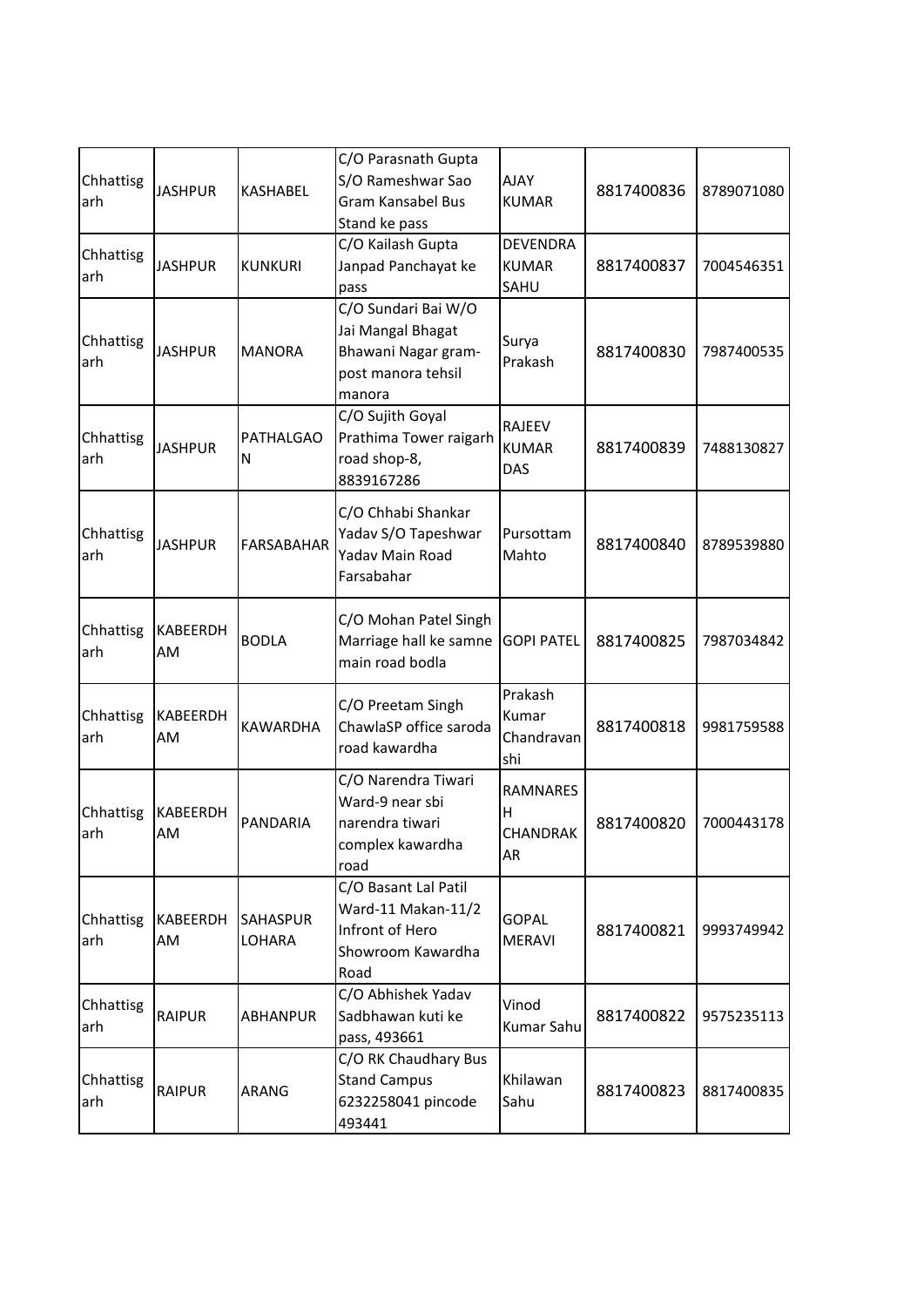| Chhattisgarh | JASHPUR | KASHABEL | C/O Parasnath Gupta S/O Rameshwar Sao Gram Kansabel Bus Stand ke pass | AJAY KUMAR | 8817400836 | 8789071080 |
|---|---|---|---|---|---|---|
| Chhattisgarh | JASHPUR | KUNKURI | C/O Kailash Gupta Janpad Panchayat ke pass | DEVENDRA KUMAR SAHU | 8817400837 | 7004546351 |
| Chhattisgarh | JASHPUR | MANORA | C/O Sundari Bai W/O Jai Mangal Bhagat Bhawani Nagar gram-post manora tehsil manora | Surya Prakash | 8817400830 | 7987400535 |
| Chhattisgarh | JASHPUR | PATHALGAON | C/O Sujith Goyal Prathima Tower raigarh road shop-8, 8839167286 | RAJEEV KUMAR DAS | 8817400839 | 7488130827 |
| Chhattisgarh | JASHPUR | FARSABAHAR | C/O Chhabi Shankar Yadav S/O Tapeshwar Yadav Main Road Farsabahar | Pursottam Mahto | 8817400840 | 8789539880 |
| Chhattisgarh | KABEERDHAM | BODLA | C/O Mohan Patel Singh Marriage hall ke samne main road bodla | GOPI PATEL | 8817400825 | 7987034842 |
| Chhattisgarh | KABEERDHAM | KAWARDHA | C/O Preetam Singh ChawlaSP office saroda road kawardha | Prakash Kumar Chandravanshi | 8817400818 | 9981759588 |
| Chhattisgarh | KABEERDHAM | PANDARIA | C/O Narendra Tiwari Ward-9 near sbi narendra tiwari complex kawardha road | RAMNARESH CHANDRAKAR | 8817400820 | 7000443178 |
| Chhattisgarh | KABEERDHAM | SAHASPUR LOHARA | C/O Basant Lal Patil Ward-11 Makan-11/2 Infront of Hero Showroom Kawardha Road | GOPAL MERAVI | 8817400821 | 9993749942 |
| Chhattisgarh | RAIPUR | ABHANPUR | C/O Abhishek Yadav Sadbhawan kuti ke pass, 493661 | Vinod Kumar Sahu | 8817400822 | 9575235113 |
| Chhattisgarh | RAIPUR | ARANG | C/O RK Chaudhary Bus Stand Campus 6232258041 pincode 493441 | Khilawan Sahu | 8817400823 | 8817400835 |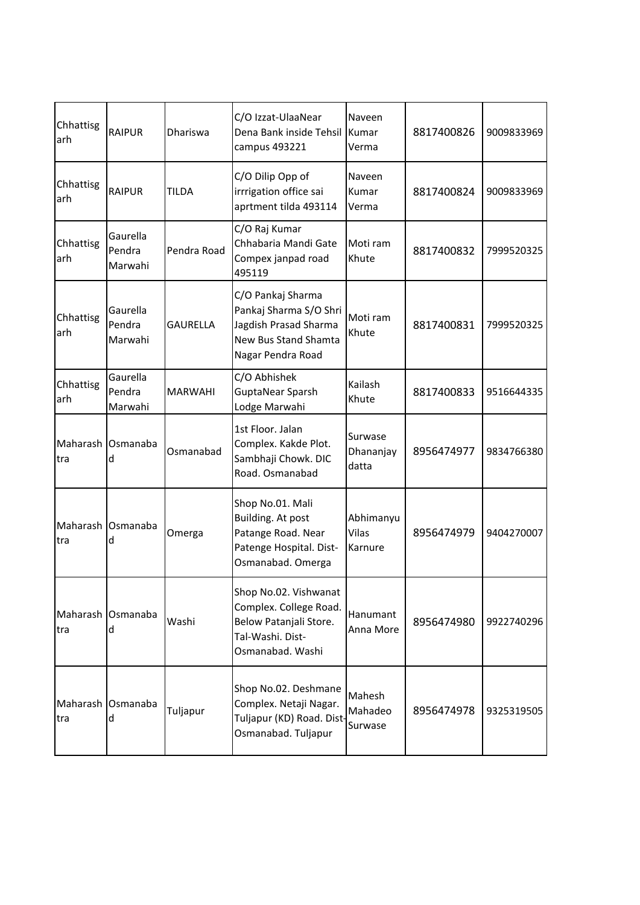| | | | | | | |
|---|---|---|---|---|---|---|
| Chhattisgarh | RAIPUR | Dhariswa | C/O Izzat-UlaaNear Dena Bank inside Tehsil campus 493221 | Naveen Kumar Verma | 8817400826 | 9009833969 |
| Chhattisgarh | RAIPUR | TILDA | C/O Dilip Opp of irrrigation office sai aprtment tilda 493114 | Naveen Kumar Verma | 8817400824 | 9009833969 |
| Chhattisgarh | Gaurella Pendra Marwahi | Pendra Road | C/O Raj Kumar Chhabaria Mandi Gate Compex janpad road 495119 | Moti ram Khute | 8817400832 | 7999520325 |
| Chhattisgarh | Gaurella Pendra Marwahi | GAURELLA | C/O Pankaj Sharma Pankaj Sharma S/O Shri Jagdish Prasad Sharma New Bus Stand Shamta Nagar Pendra Road | Moti ram Khute | 8817400831 | 7999520325 |
| Chhattisgarh | Gaurella Pendra Marwahi | MARWAHI | C/O Abhishek GuptaNear Sparsh Lodge Marwahi | Kailash Khute | 8817400833 | 9516644335 |
| Maharashtra | Osmanabad | Osmanabad | 1st Floor. Jalan Complex. Kakde Plot. Sambhaji Chowk. DIC Road. Osmanabad | Surwase Dhananjay datta | 8956474977 | 9834766380 |
| Maharashtra | Osmanabad | Omerga | Shop No.01. Mali Building. At post Patange Road. Near Patenge Hospital. Dist-Osmanabad. Omerga | Abhimanyu Vilas Karnure | 8956474979 | 9404270007 |
| Maharashtra | Osmanabad | Washi | Shop No.02. Vishwanat Complex. College Road. Below Patanjali Store. Tal-Washi. Dist-Osmanabad. Washi | Hanumant Anna More | 8956474980 | 9922740296 |
| Maharashtra | Osmanabad | Tuljapur | Shop No.02. Deshmane Complex. Netaji Nagar. Tuljapur (KD) Road. Dist-Osmanabad. Tuljapur | Mahesh Mahadeo Surwase | 8956474978 | 9325319505 |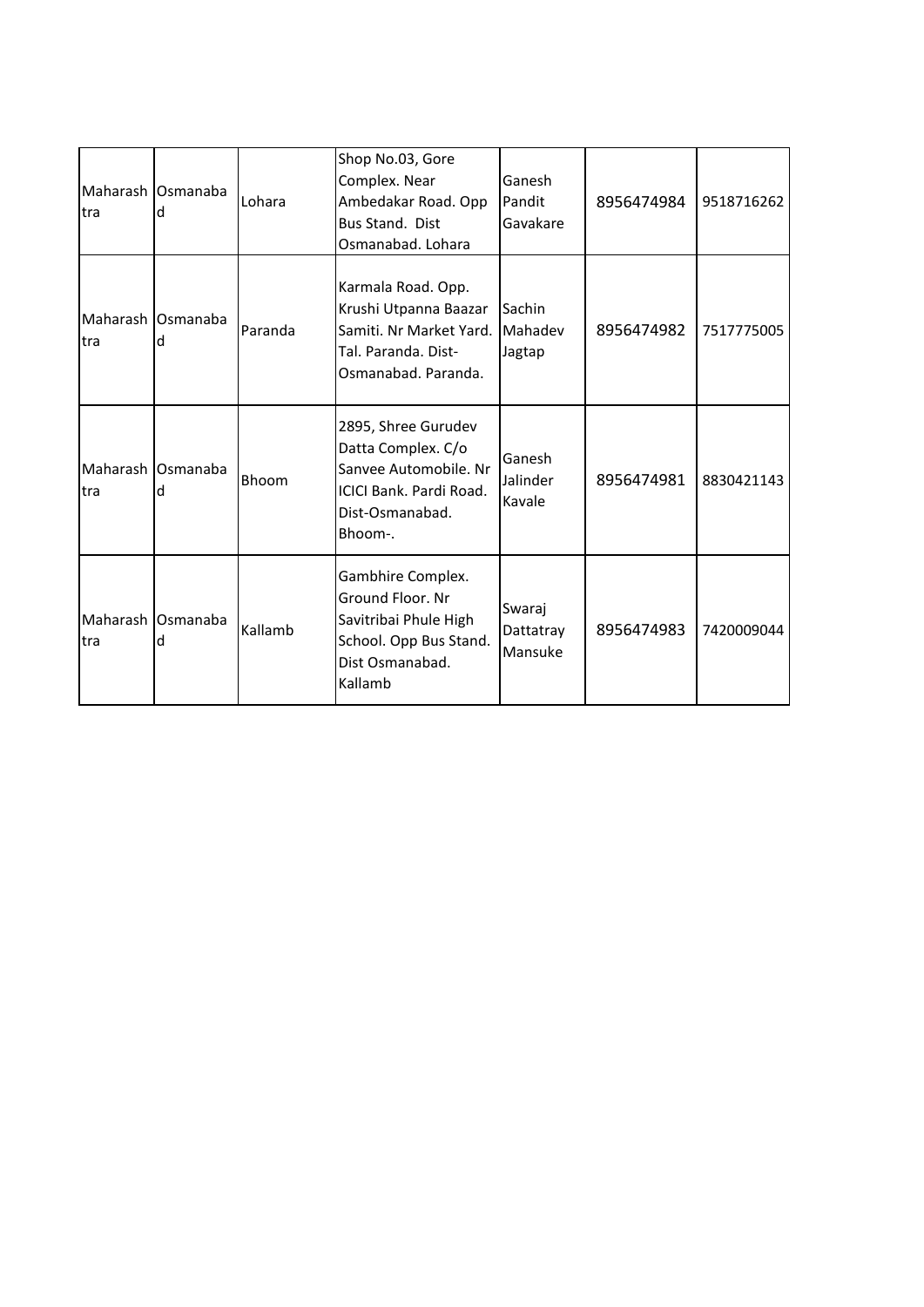| | | | | | | |
|---|---|---|---|---|---|---|
| Maharashtra | Osmanabad | Lohara | Shop No.03, Gore Complex. Near Ambedakar Road. Opp Bus Stand. Dist Osmanabad. Lohara | Ganesh Pandit Gavakare | 8956474984 | 9518716262 |
| Maharashtra | Osmanabad | Paranda | Karmala Road. Opp. Krushi Utpanna Baazar Samiti. Nr Market Yard. Tal. Paranda. Dist-Osmanabad. Paranda. | Sachin Mahadev Jagtap | 8956474982 | 7517775005 |
| Maharashtra | Osmanabad | Bhoom | 2895, Shree Gurudev Datta Complex. C/o Sanvee Automobile. Nr ICICI Bank. Pardi Road. Dist-Osmanabad. Bhoom-. | Ganesh Jalinder Kavale | 8956474981 | 8830421143 |
| Maharashtra | Osmanabad | Kallamb | Gambhire Complex. Ground Floor. Nr Savitribai Phule High School. Opp Bus Stand. Dist Osmanabad. Kallamb | Swaraj Dattatray Mansuke | 8956474983 | 7420009044 |